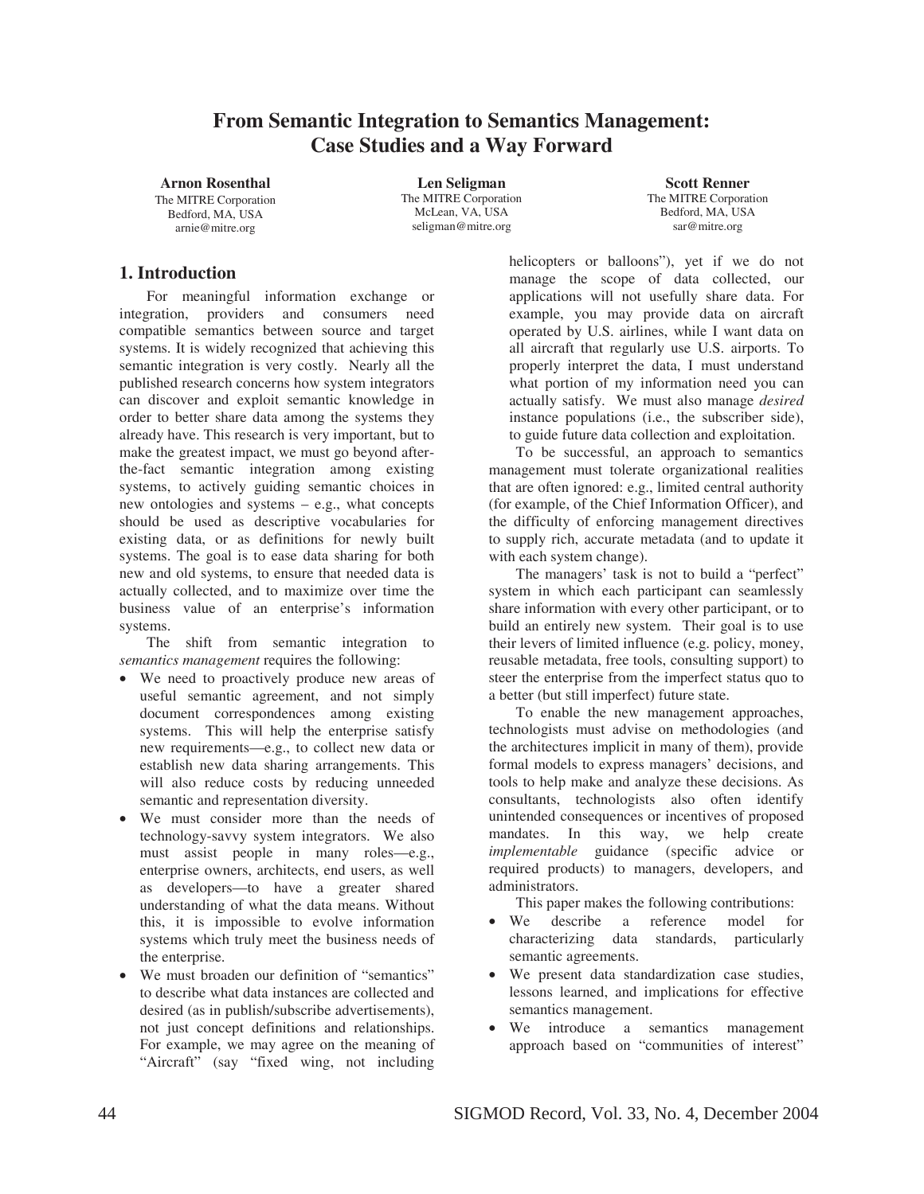# From Semantic Integration to Semantics Management: Case Studies and a Way Forward

**Arnon Rosenthal**
The MITRE Corporation
Bedford, MA, USA
arnie@mitre.org

**Len Seligman**
The MITRE Corporation
McLean, VA, USA
seligman@mitre.org

**Scott Renner**
The MITRE Corporation
Bedford, MA, USA
sar@mitre.org

## 1. Introduction

For meaningful information exchange or integration, providers and consumers need compatible semantics between source and target systems. It is widely recognized that achieving this semantic integration is very costly. Nearly all the published research concerns how system integrators can discover and exploit semantic knowledge in order to better share data among the systems they already have. This research is very important, but to make the greatest impact, we must go beyond after-the-fact semantic integration among existing systems, to actively guiding semantic choices in new ontologies and systems – e.g., what concepts should be used as descriptive vocabularies for existing data, or as definitions for newly built systems. The goal is to ease data sharing for both new and old systems, to ensure that needed data is actually collected, and to maximize over time the business value of an enterprise's information systems.

The shift from semantic integration to *semantics management* requires the following:

- We need to proactively produce new areas of useful semantic agreement, and not simply document correspondences among existing systems. This will help the enterprise satisfy new requirements—e.g., to collect new data or establish new data sharing arrangements. This will also reduce costs by reducing unneeded semantic and representation diversity.
- We must consider more than the needs of technology-savvy system integrators. We also must assist people in many roles—e.g., enterprise owners, architects, end users, as well as developers—to have a greater shared understanding of what the data means. Without this, it is impossible to evolve information systems which truly meet the business needs of the enterprise.
- We must broaden our definition of "semantics" to describe what data instances are collected and desired (as in publish/subscribe advertisements), not just concept definitions and relationships. For example, we may agree on the meaning of "Aircraft" (say "fixed wing, not including helicopters or balloons"), yet if we do not manage the scope of data collected, our applications will not usefully share data. For example, you may provide data on aircraft operated by U.S. airlines, while I want data on all aircraft that regularly use U.S. airports. To properly interpret the data, I must understand what portion of my information need you can actually satisfy. We must also manage *desired* instance populations (i.e., the subscriber side), to guide future data collection and exploitation.

To be successful, an approach to semantics management must tolerate organizational realities that are often ignored: e.g., limited central authority (for example, of the Chief Information Officer), and the difficulty of enforcing management directives to supply rich, accurate metadata (and to update it with each system change).

The managers' task is not to build a "perfect" system in which each participant can seamlessly share information with every other participant, or to build an entirely new system. Their goal is to use their levers of limited influence (e.g. policy, money, reusable metadata, free tools, consulting support) to steer the enterprise from the imperfect status quo to a better (but still imperfect) future state.

To enable the new management approaches, technologists must advise on methodologies (and the architectures implicit in many of them), provide formal models to express managers' decisions, and tools to help make and analyze these decisions. As consultants, technologists also often identify unintended consequences or incentives of proposed mandates. In this way, we help create *implementable* guidance (specific advice or required products) to managers, developers, and administrators.

This paper makes the following contributions:

- We describe a reference model for characterizing data standards, particularly semantic agreements.
- We present data standardization case studies, lessons learned, and implications for effective semantics management.
- We introduce a semantics management approach based on "communities of interest"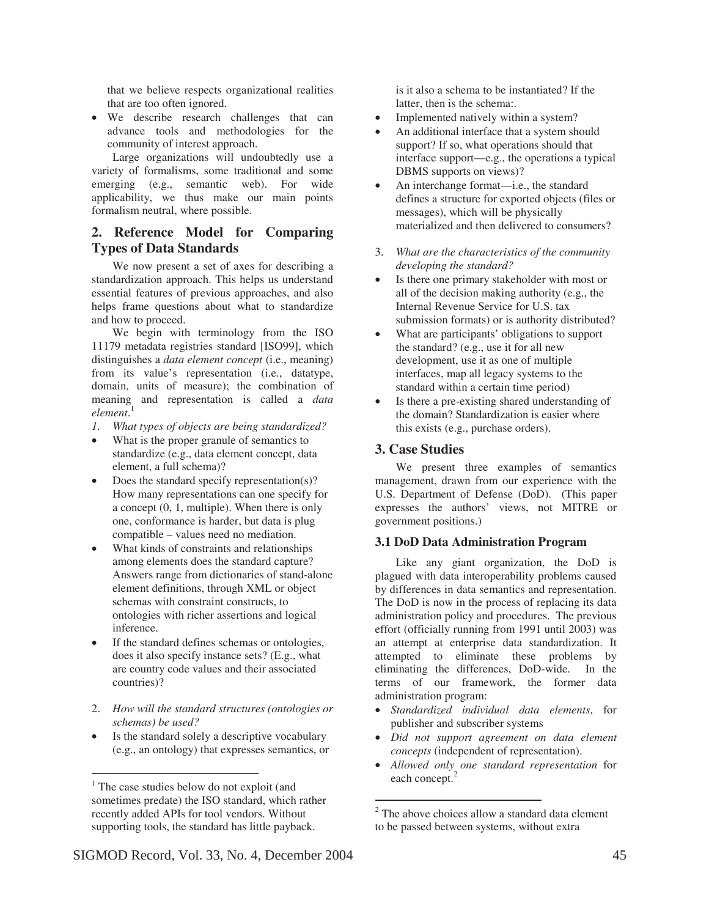that we believe respects organizational realities that are too often ignored.

- We describe research challenges that can advance tools and methodologies for the community of interest approach.

Large organizations will undoubtedly use a variety of formalisms, some traditional and some emerging (e.g., semantic web). For wide applicability, we thus make our main points formalism neutral, where possible.

## 2. Reference Model for Comparing Types of Data Standards

We now present a set of axes for describing a standardization approach. This helps us understand essential features of previous approaches, and also helps frame questions about what to standardize and how to proceed.

We begin with terminology from the ISO 11179 metadata registries standard [ISO99], which distinguishes a *data element concept* (i.e., meaning) from its value's representation (i.e., datatype, domain, units of measure); the combination of meaning and representation is called a *data element*.[1]

1. *What types of objects are being standardized?*

- What is the proper granule of semantics to standardize (e.g., data element concept, data element, a full schema)?
- Does the standard specify representation(s)? How many representations can one specify for a concept (0, 1, multiple). When there is only one, conformance is harder, but data is plug compatible – values need no mediation.
- What kinds of constraints and relationships among elements does the standard capture? Answers range from dictionaries of stand-alone element definitions, through XML or object schemas with constraint constructs, to ontologies with richer assertions and logical inference.
- If the standard defines schemas or ontologies, does it also specify instance sets? (E.g., what are country code values and their associated countries)?

2. *How will the standard structures (ontologies or schemas) be used?*

- Is the standard solely a descriptive vocabulary (e.g., an ontology) that expresses semantics, or is it also a schema to be instantiated? If the latter, then is the schema:.
- Implemented natively within a system?
- An additional interface that a system should support? If so, what operations should that interface support—e.g., the operations a typical DBMS supports on views)?
- An interchange format—i.e., the standard defines a structure for exported objects (files or messages), which will be physically materialized and then delivered to consumers?

3. *What are the characteristics of the community developing the standard?*

- Is there one primary stakeholder with most or all of the decision making authority (e.g., the Internal Revenue Service for U.S. tax submission formats) or is authority distributed?
- What are participants' obligations to support the standard? (e.g., use it for all new development, use it as one of multiple interfaces, map all legacy systems to the standard within a certain time period)
- Is there a pre-existing shared understanding of the domain? Standardization is easier where this exists (e.g., purchase orders).

## 3. Case Studies

We present three examples of semantics management, drawn from our experience with the U.S. Department of Defense (DoD). (This paper expresses the authors' views, not MITRE or government positions.)

### 3.1 DoD Data Administration Program

Like any giant organization, the DoD is plagued with data interoperability problems caused by differences in data semantics and representation. The DoD is now in the process of replacing its data administration policy and procedures. The previous effort (officially running from 1991 until 2003) was an attempt at enterprise data standardization. It attempted to eliminate these problems by eliminating the differences, DoD-wide. In the terms of our framework, the former data administration program:

- *Standardized individual data elements*, for publisher and subscriber systems
- *Did not support agreement on data element concepts* (independent of representation).
- *Allowed only one standard representation* for each concept.[2]

---

[1] The case studies below do not exploit (and sometimes predate) the ISO standard, which rather recently added APIs for tool vendors. Without supporting tools, the standard has little payback.

[2] The above choices allow a standard data element to be passed between systems, without extra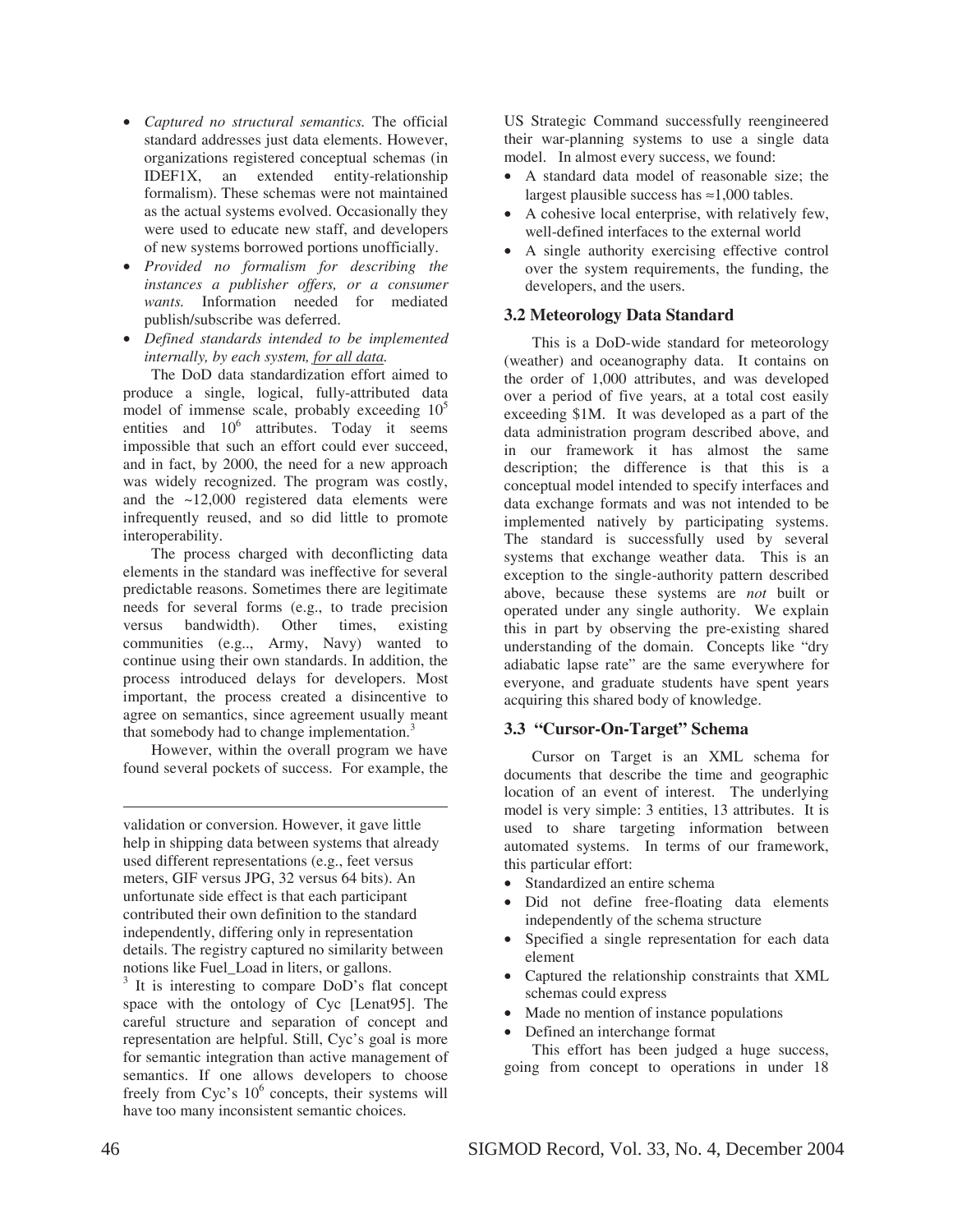- *Captured no structural semantics.* The official standard addresses just data elements. However, organizations registered conceptual schemas (in IDEF1X, an extended entity-relationship formalism). These schemas were not maintained as the actual systems evolved. Occasionally they were used to educate new staff, and developers of new systems borrowed portions unofficially.
- *Provided no formalism for describing the instances a publisher offers, or a consumer wants.* Information needed for mediated publish/subscribe was deferred.
- *Defined standards intended to be implemented internally, by each system, <u>for all data</u>.*

The DoD data standardization effort aimed to produce a single, logical, fully-attributed data model of immense scale, probably exceeding $10^5$ entities and $10^6$ attributes. Today it seems impossible that such an effort could ever succeed, and in fact, by 2000, the need for a new approach was widely recognized. The program was costly, and the ~12,000 registered data elements were infrequently reused, and so did little to promote interoperability.

The process charged with deconflicting data elements in the standard was ineffective for several predictable reasons. Sometimes there are legitimate needs for several forms (e.g., to trade precision versus bandwidth). Other times, existing communities (e.g.., Army, Navy) wanted to continue using their own standards. In addition, the process introduced delays for developers. Most important, the process created a disincentive to agree on semantics, since agreement usually meant that somebody had to change implementation.[3]

However, within the overall program we have found several pockets of success. For example, the US Strategic Command successfully reengineered their war-planning systems to use a single data model. In almost every success, we found:

- A standard data model of reasonable size; the largest plausible success has ≈1,000 tables.
- A cohesive local enterprise, with relatively few, well-defined interfaces to the external world
- A single authority exercising effective control over the system requirements, the funding, the developers, and the users.

### 3.2 Meteorology Data Standard

This is a DoD-wide standard for meteorology (weather) and oceanography data. It contains on the order of 1,000 attributes, and was developed over a period of five years, at a total cost easily exceeding $1M. It was developed as a part of the data administration program described above, and in our framework it has almost the same description; the difference is that this is a conceptual model intended to specify interfaces and data exchange formats and was not intended to be implemented natively by participating systems. The standard is successfully used by several systems that exchange weather data. This is an exception to the single-authority pattern described above, because these systems are *not* built or operated under any single authority. We explain this in part by observing the pre-existing shared understanding of the domain. Concepts like "dry adiabatic lapse rate" are the same everywhere for everyone, and graduate students have spent years acquiring this shared body of knowledge.

### 3.3 "Cursor-On-Target" Schema

Cursor on Target is an XML schema for documents that describe the time and geographic location of an event of interest. The underlying model is very simple: 3 entities, 13 attributes. It is used to share targeting information between automated systems. In terms of our framework, this particular effort:

- Standardized an entire schema
- Did not define free-floating data elements independently of the schema structure
- Specified a single representation for each data element
- Captured the relationship constraints that XML schemas could express
- Made no mention of instance populations
- Defined an interchange format

This effort has been judged a huge success, going from concept to operations in under 18

---

validation or conversion. However, it gave little help in shipping data between systems that already used different representations (e.g., feet versus meters, GIF versus JPG, 32 versus 64 bits). An unfortunate side effect is that each participant contributed their own definition to the standard independently, differing only in representation details. The registry captured no similarity between notions like Fuel_Load in liters, or gallons.

[3] It is interesting to compare DoD's flat concept space with the ontology of Cyc [Lenat95]. The careful structure and separation of concept and representation are helpful. Still, Cyc's goal is more for semantic integration than active management of semantics. If one allows developers to choose freely from Cyc's $10^6$ concepts, their systems will have too many inconsistent semantic choices.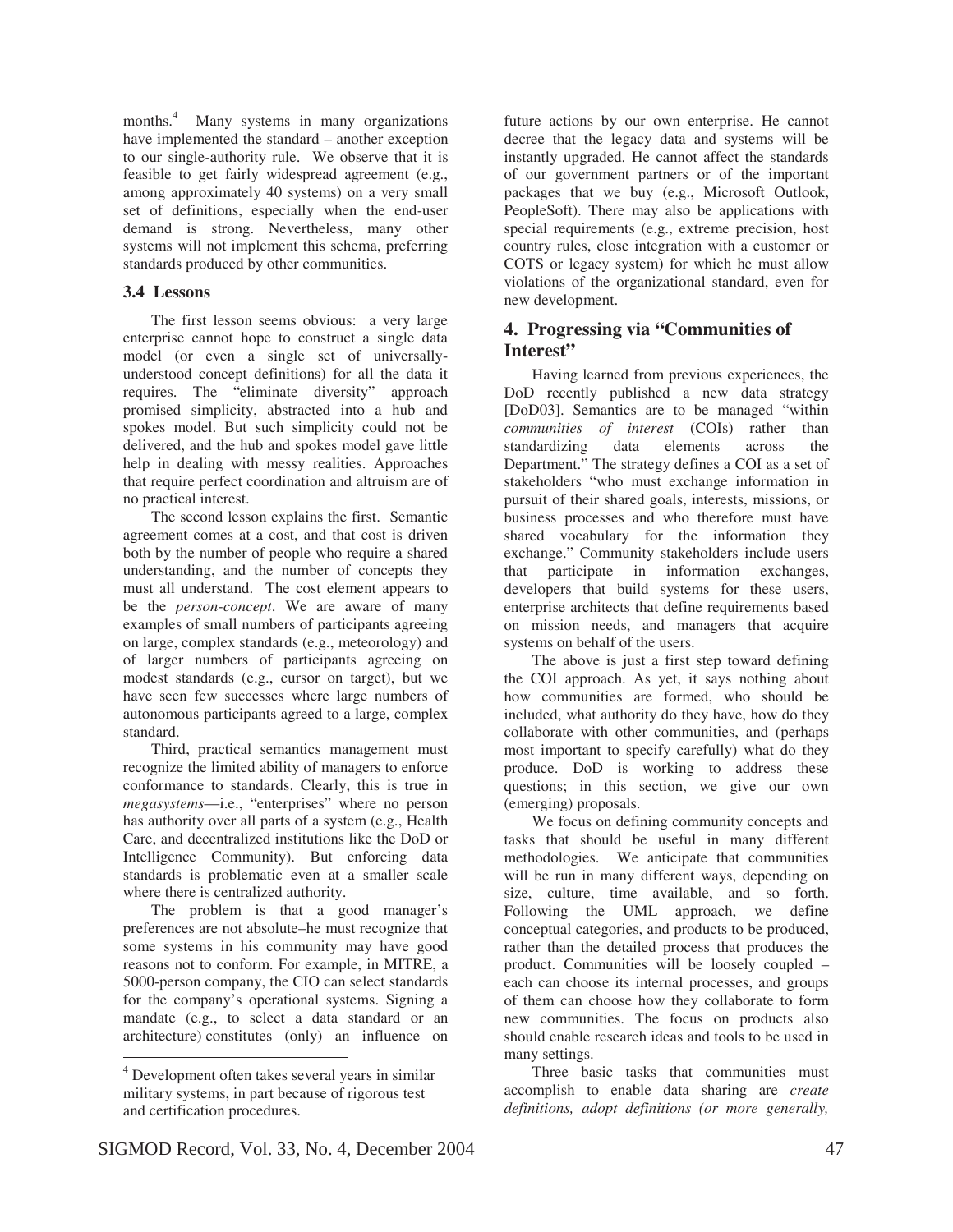months.[4] Many systems in many organizations have implemented the standard – another exception to our single-authority rule. We observe that it is feasible to get fairly widespread agreement (e.g., among approximately 40 systems) on a very small set of definitions, especially when the end-user demand is strong. Nevertheless, many other systems will not implement this schema, preferring standards produced by other communities.

### 3.4 Lessons

The first lesson seems obvious: a very large enterprise cannot hope to construct a single data model (or even a single set of universally-understood concept definitions) for all the data it requires. The "eliminate diversity" approach promised simplicity, abstracted into a hub and spokes model. But such simplicity could not be delivered, and the hub and spokes model gave little help in dealing with messy realities. Approaches that require perfect coordination and altruism are of no practical interest.

The second lesson explains the first. Semantic agreement comes at a cost, and that cost is driven both by the number of people who require a shared understanding, and the number of concepts they must all understand. The cost element appears to be the *person-concept*. We are aware of many examples of small numbers of participants agreeing on large, complex standards (e.g., meteorology) and of larger numbers of participants agreeing on modest standards (e.g., cursor on target), but we have seen few successes where large numbers of autonomous participants agreed to a large, complex standard.

Third, practical semantics management must recognize the limited ability of managers to enforce conformance to standards. Clearly, this is true in *megasystems*—i.e., "enterprises" where no person has authority over all parts of a system (e.g., Health Care, and decentralized institutions like the DoD or Intelligence Community). But enforcing data standards is problematic even at a smaller scale where there is centralized authority.

The problem is that a good manager's preferences are not absolute–he must recognize that some systems in his community may have good reasons not to conform. For example, in MITRE, a 5000-person company, the CIO can select standards for the company's operational systems. Signing a mandate (e.g., to select a data standard or an architecture) constitutes (only) an influence on future actions by our own enterprise. He cannot decree that the legacy data and systems will be instantly upgraded. He cannot affect the standards of our government partners or of the important packages that we buy (e.g., Microsoft Outlook, PeopleSoft). There may also be applications with special requirements (e.g., extreme precision, host country rules, close integration with a customer or COTS or legacy system) for which he must allow violations of the organizational standard, even for new development.

[4] Development often takes several years in similar military systems, in part because of rigorous test and certification procedures.

## 4. Progressing via "Communities of Interest"

Having learned from previous experiences, the DoD recently published a new data strategy [DoD03]. Semantics are to be managed "within *communities of interest* (COIs) rather than standardizing data elements across the Department." The strategy defines a COI as a set of stakeholders "who must exchange information in pursuit of their shared goals, interests, missions, or business processes and who therefore must have shared vocabulary for the information they exchange." Community stakeholders include users that participate in information exchanges, developers that build systems for these users, enterprise architects that define requirements based on mission needs, and managers that acquire systems on behalf of the users.

The above is just a first step toward defining the COI approach. As yet, it says nothing about how communities are formed, who should be included, what authority do they have, how do they collaborate with other communities, and (perhaps most important to specify carefully) what do they produce. DoD is working to address these questions; in this section, we give our own (emerging) proposals.

We focus on defining community concepts and tasks that should be useful in many different methodologies. We anticipate that communities will be run in many different ways, depending on size, culture, time available, and so forth. Following the UML approach, we define conceptual categories, and products to be produced, rather than the detailed process that produces the product. Communities will be loosely coupled – each can choose its internal processes, and groups of them can choose how they collaborate to form new communities. The focus on products also should enable research ideas and tools to be used in many settings.

Three basic tasks that communities must accomplish to enable data sharing are *create definitions, adopt definitions (or more generally,*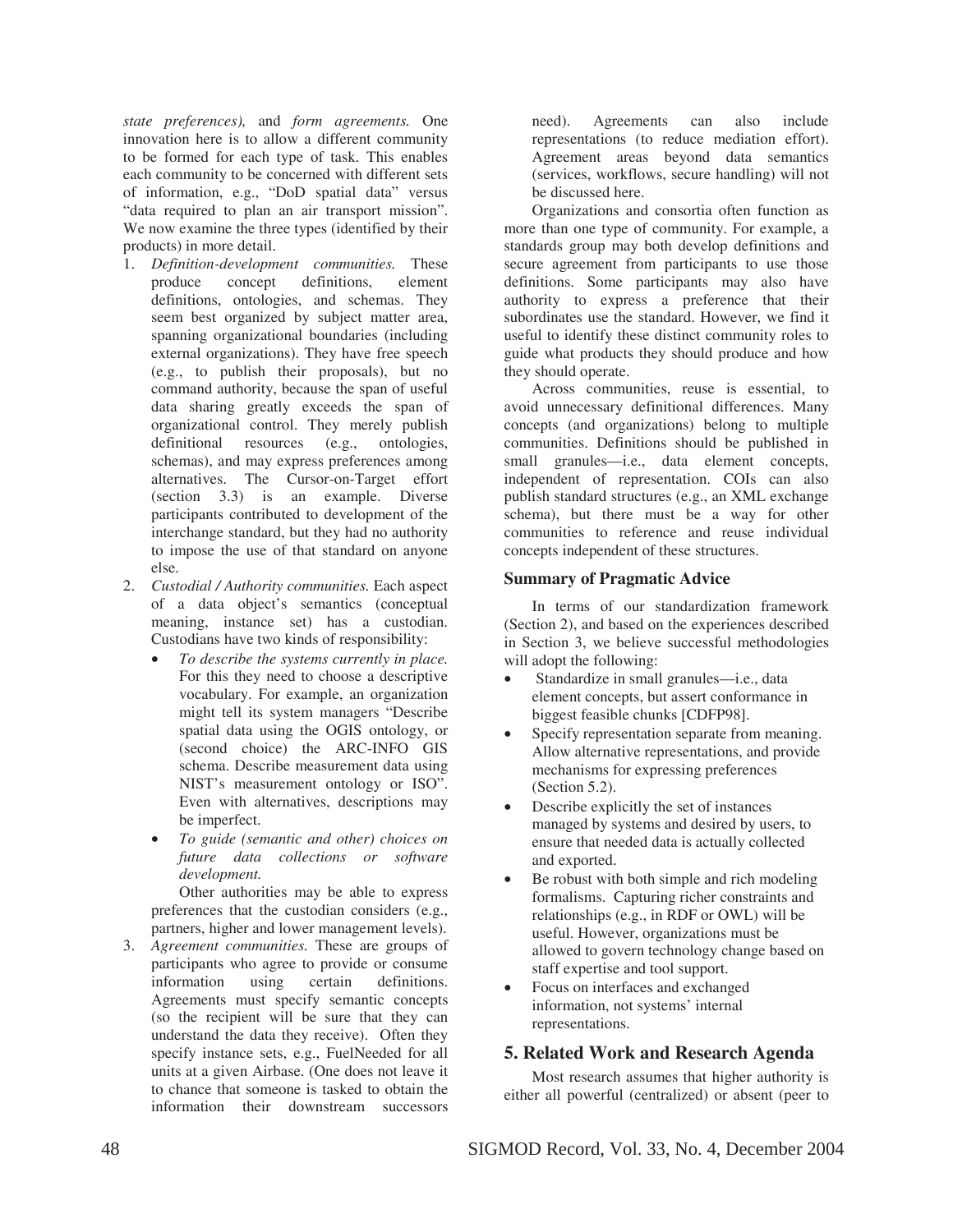*state preferences),* and *form agreements.* One innovation here is to allow a different community to be formed for each type of task. This enables each community to be concerned with different sets of information, e.g., "DoD spatial data" versus "data required to plan an air transport mission". We now examine the three types (identified by their products) in more detail.

1. *Definition-development communities.* These produce concept definitions, element definitions, ontologies, and schemas. They seem best organized by subject matter area, spanning organizational boundaries (including external organizations). They have free speech (e.g., to publish their proposals), but no command authority, because the span of useful data sharing greatly exceeds the span of organizational control. They merely publish definitional resources (e.g., ontologies, schemas), and may express preferences among alternatives. The Cursor-on-Target effort (section 3.3) is an example. Diverse participants contributed to development of the interchange standard, but they had no authority to impose the use of that standard on anyone else.
2. *Custodial / Authority communities.* Each aspect of a data object's semantics (conceptual meaning, instance set) has a custodian. Custodians have two kinds of responsibility:
   - *To describe the systems currently in place.* For this they need to choose a descriptive vocabulary. For example, an organization might tell its system managers "Describe spatial data using the OGIS ontology, or (second choice) the ARC-INFO GIS schema. Describe measurement data using NIST's measurement ontology or ISO". Even with alternatives, descriptions may be imperfect.
   - *To guide (semantic and other) choices on future data collections or software development.*

   Other authorities may be able to express preferences that the custodian considers (e.g., partners, higher and lower management levels).
3. *Agreement communities.* These are groups of participants who agree to provide or consume information using certain definitions. Agreements must specify semantic concepts (so the recipient will be sure that they can understand the data they receive). Often they specify instance sets, e.g., FuelNeeded for all units at a given Airbase. (One does not leave it to chance that someone is tasked to obtain the information their downstream successors need). Agreements can also include representations (to reduce mediation effort). Agreement areas beyond data semantics (services, workflows, secure handling) will not be discussed here.

Organizations and consortia often function as more than one type of community. For example, a standards group may both develop definitions and secure agreement from participants to use those definitions. Some participants may also have authority to express a preference that their subordinates use the standard. However, we find it useful to identify these distinct community roles to guide what products they should produce and how they should operate.

Across communities, reuse is essential, to avoid unnecessary definitional differences. Many concepts (and organizations) belong to multiple communities. Definitions should be published in small granules—i.e., data element concepts, independent of representation. COIs can also publish standard structures (e.g., an XML exchange schema), but there must be a way for other communities to reference and reuse individual concepts independent of these structures.

### Summary of Pragmatic Advice

In terms of our standardization framework (Section 2), and based on the experiences described in Section 3, we believe successful methodologies will adopt the following:

- Standardize in small granules—i.e., data element concepts, but assert conformance in biggest feasible chunks [CDFP98].
- Specify representation separate from meaning. Allow alternative representations, and provide mechanisms for expressing preferences (Section 5.2).
- Describe explicitly the set of instances managed by systems and desired by users, to ensure that needed data is actually collected and exported.
- Be robust with both simple and rich modeling formalisms. Capturing richer constraints and relationships (e.g., in RDF or OWL) will be useful. However, organizations must be allowed to govern technology change based on staff expertise and tool support.
- Focus on interfaces and exchanged information, not systems' internal representations.

## 5. Related Work and Research Agenda

Most research assumes that higher authority is either all powerful (centralized) or absent (peer to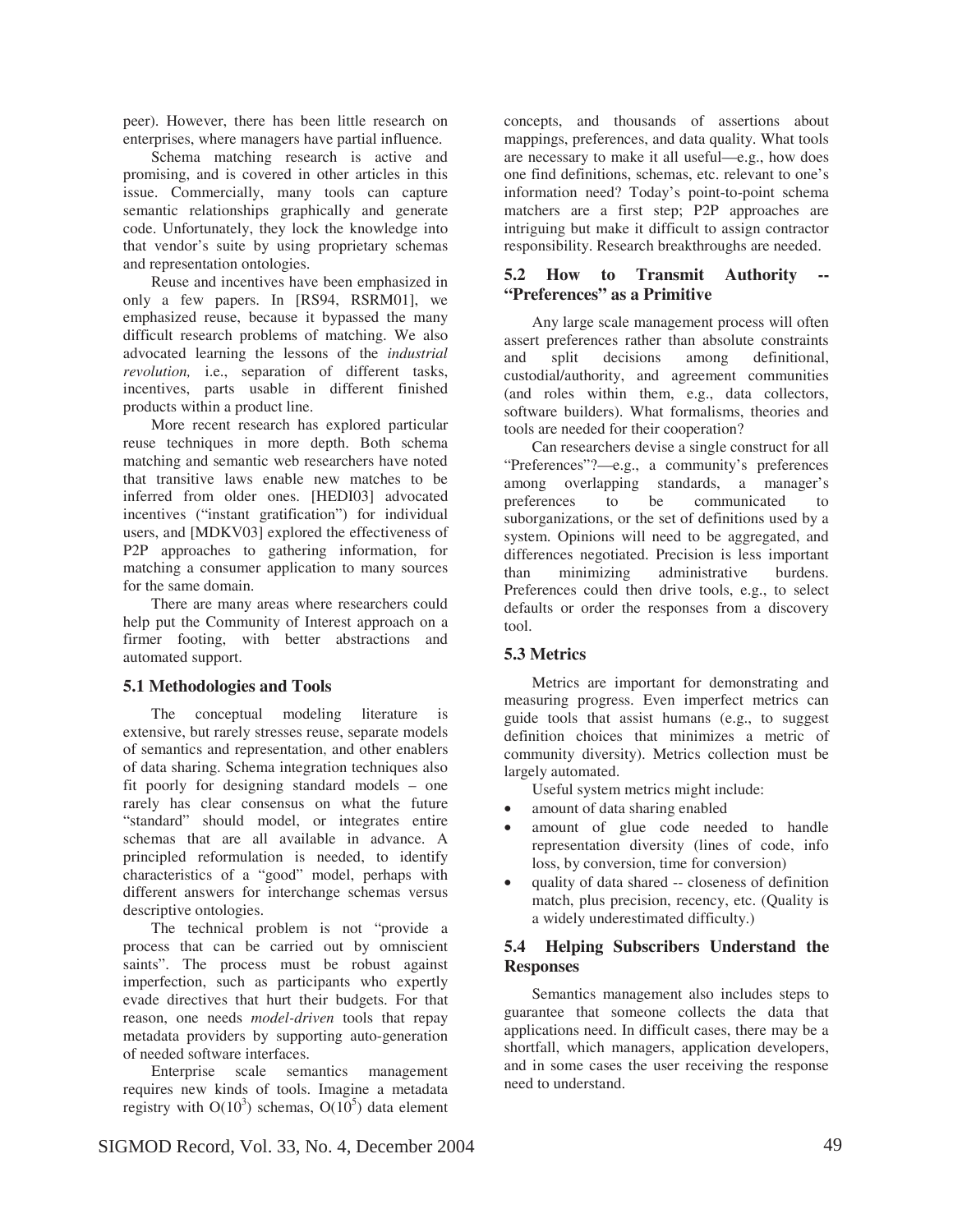peer). However, there has been little research on enterprises, where managers have partial influence.

Schema matching research is active and promising, and is covered in other articles in this issue. Commercially, many tools can capture semantic relationships graphically and generate code. Unfortunately, they lock the knowledge into that vendor's suite by using proprietary schemas and representation ontologies.

Reuse and incentives have been emphasized in only a few papers. In [RS94, RSRM01], we emphasized reuse, because it bypassed the many difficult research problems of matching. We also advocated learning the lessons of the *industrial revolution,* i.e., separation of different tasks, incentives, parts usable in different finished products within a product line.

More recent research has explored particular reuse techniques in more depth. Both schema matching and semantic web researchers have noted that transitive laws enable new matches to be inferred from older ones. [HEDI03] advocated incentives ("instant gratification") for individual users, and [MDKV03] explored the effectiveness of P2P approaches to gathering information, for matching a consumer application to many sources for the same domain.

There are many areas where researchers could help put the Community of Interest approach on a firmer footing, with better abstractions and automated support.

### 5.1 Methodologies and Tools

The conceptual modeling literature is extensive, but rarely stresses reuse, separate models of semantics and representation, and other enablers of data sharing. Schema integration techniques also fit poorly for designing standard models – one rarely has clear consensus on what the future "standard" should model, or integrates entire schemas that are all available in advance. A principled reformulation is needed, to identify characteristics of a "good" model, perhaps with different answers for interchange schemas versus descriptive ontologies.

The technical problem is not "provide a process that can be carried out by omniscient saints". The process must be robust against imperfection, such as participants who expertly evade directives that hurt their budgets. For that reason, one needs *model-driven* tools that repay metadata providers by supporting auto-generation of needed software interfaces.

Enterprise scale semantics management requires new kinds of tools. Imagine a metadata registry with $O(10^3)$ schemas, $O(10^5)$ data element concepts, and thousands of assertions about mappings, preferences, and data quality. What tools are necessary to make it all useful—e.g., how does one find definitions, schemas, etc. relevant to one's information need? Today's point-to-point schema matchers are a first step; P2P approaches are intriguing but make it difficult to assign contractor responsibility. Research breakthroughs are needed.

### 5.2 How to Transmit Authority -- "Preferences" as a Primitive

Any large scale management process will often assert preferences rather than absolute constraints and split decisions among definitional, custodial/authority, and agreement communities (and roles within them, e.g., data collectors, software builders). What formalisms, theories and tools are needed for their cooperation?

Can researchers devise a single construct for all "Preferences"?—e.g., a community's preferences among overlapping standards, a manager's preferences to be communicated to suborganizations, or the set of definitions used by a system. Opinions will need to be aggregated, and differences negotiated. Precision is less important than minimizing administrative burdens. Preferences could then drive tools, e.g., to select defaults or order the responses from a discovery tool.

### 5.3 Metrics

Metrics are important for demonstrating and measuring progress. Even imperfect metrics can guide tools that assist humans (e.g., to suggest definition choices that minimizes a metric of community diversity). Metrics collection must be largely automated.

Useful system metrics might include:

- amount of data sharing enabled
- amount of glue code needed to handle representation diversity (lines of code, info loss, by conversion, time for conversion)
- quality of data shared -- closeness of definition match, plus precision, recency, etc. (Quality is a widely underestimated difficulty.)

### 5.4 Helping Subscribers Understand the Responses

Semantics management also includes steps to guarantee that someone collects the data that applications need. In difficult cases, there may be a shortfall, which managers, application developers, and in some cases the user receiving the response need to understand.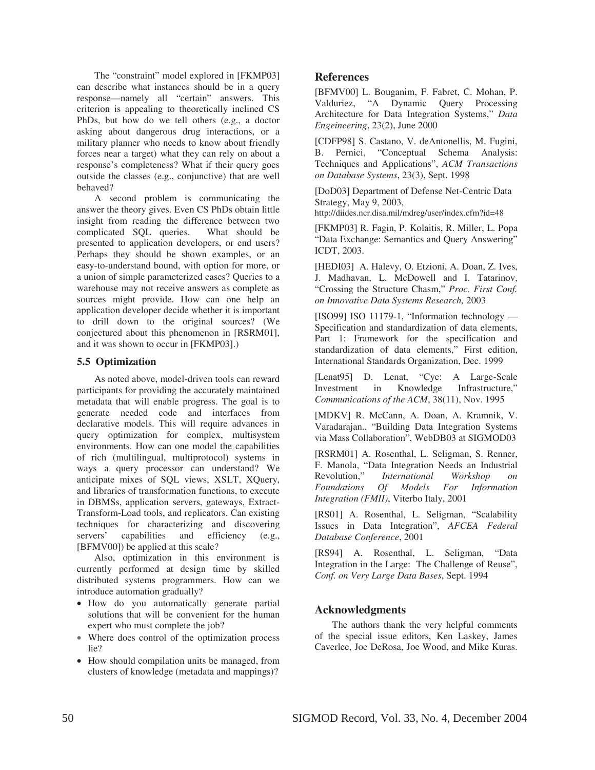The "constraint" model explored in [FKMP03] can describe what instances should be in a query response—namely all "certain" answers. This criterion is appealing to theoretically inclined CS PhDs, but how do we tell others (e.g., a doctor asking about dangerous drug interactions, or a military planner who needs to know about friendly forces near a target) what they can rely on about a response's completeness? What if their query goes outside the classes (e.g., conjunctive) that are well behaved?

A second problem is communicating the answer the theory gives. Even CS PhDs obtain little insight from reading the difference between two complicated SQL queries. What should be presented to application developers, or end users? Perhaps they should be shown examples, or an easy-to-understand bound, with option for more, or a union of simple parameterized cases? Queries to a warehouse may not receive answers as complete as sources might provide. How can one help an application developer decide whether it is important to drill down to the original sources? (We conjectured about this phenomenon in [RSRM01], and it was shown to occur in [FKMP03].)

### 5.5 Optimization

As noted above, model-driven tools can reward participants for providing the accurately maintained metadata that will enable progress. The goal is to generate needed code and interfaces from declarative models. This will require advances in query optimization for complex, multisystem environments. How can one model the capabilities of rich (multilingual, multiprotocol) systems in ways a query processor can understand? We anticipate mixes of SQL views, XSLT, XQuery, and libraries of transformation functions, to execute in DBMSs, application servers, gateways, Extract-Transform-Load tools, and replicators. Can existing techniques for characterizing and discovering servers' capabilities and efficiency (e.g., [BFMV00]) be applied at this scale?

Also, optimization in this environment is currently performed at design time by skilled distributed systems programmers. How can we introduce automation gradually?

- How do you automatically generate partial solutions that will be convenient for the human expert who must complete the job?
- Where does control of the optimization process lie?
- How should compilation units be managed, from clusters of knowledge (metadata and mappings)?

## References

[BFMV00] L. Bouganim, F. Fabret, C. Mohan, P. Valduriez, "A Dynamic Query Processing Architecture for Data Integration Systems," *Data Engeineering*, 23(2), June 2000

[CDFP98] S. Castano, V. deAntonellis, M. Fugini, B. Pernici, "Conceptual Schema Analysis: Techniques and Applications", *ACM Transactions on Database Systems*, 23(3), Sept. 1998

[DoD03] Department of Defense Net-Centric Data Strategy, May 9, 2003, http://diides.ncr.disa.mil/mdreg/user/index.cfm?id=48

[FKMP03] R. Fagin, P. Kolaitis, R. Miller, L. Popa "Data Exchange: Semantics and Query Answering" ICDT, 2003.

[HEDI03] A. Halevy, O. Etzioni, A. Doan, Z. Ives, J. Madhavan, L. McDowell and I. Tatarinov, "Crossing the Structure Chasm," *Proc. First Conf. on Innovative Data Systems Research,* 2003

[ISO99] ISO 11179-1, "Information technology — Specification and standardization of data elements, Part 1: Framework for the specification and standardization of data elements," First edition, International Standards Organization, Dec. 1999

[Lenat95] D. Lenat, "Cyc: A Large-Scale Investment in Knowledge Infrastructure," *Communications of the ACM*, 38(11), Nov. 1995

[MDKV] R. McCann, A. Doan, A. Kramnik, V. Varadarajan.. "Building Data Integration Systems via Mass Collaboration", WebDB03 at SIGMOD03

[RSRM01] A. Rosenthal, L. Seligman, S. Renner, F. Manola, "Data Integration Needs an Industrial Revolution," *International Workshop on Foundations Of Models For Information Integration (FMII)*, Viterbo Italy, 2001

[RS01] A. Rosenthal, L. Seligman, "Scalability Issues in Data Integration", *AFCEA Federal Database Conference*, 2001

[RS94] A. Rosenthal, L. Seligman, "Data Integration in the Large: The Challenge of Reuse", *Conf. on Very Large Data Bases*, Sept. 1994

## Acknowledgments

The authors thank the very helpful comments of the special issue editors, Ken Laskey, James Caverlee, Joe DeRosa, Joe Wood, and Mike Kuras.